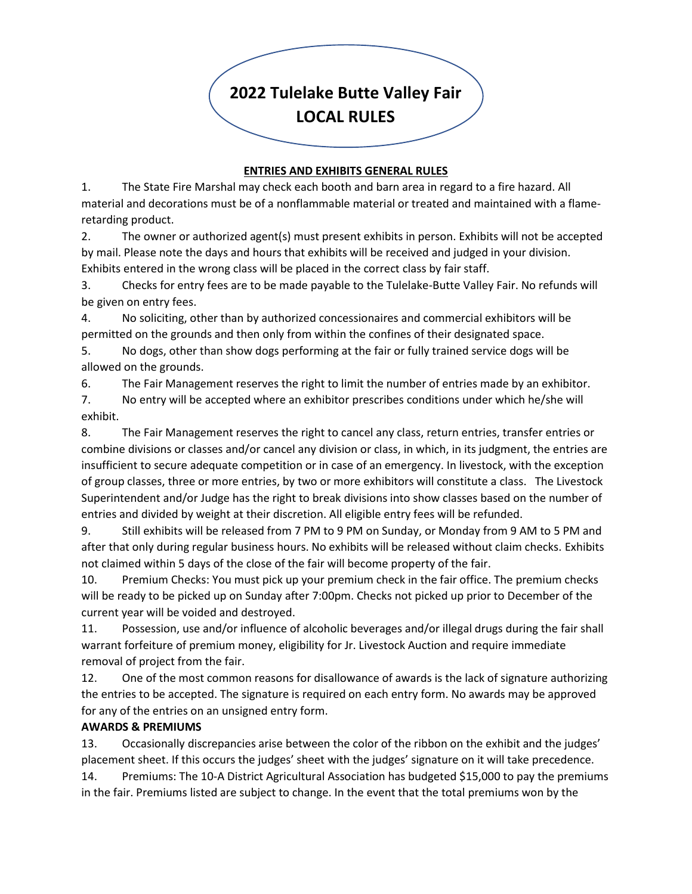# 2022 Tulelake Butte Valley Fair LOCAL RULES

## ENTRIES AND EXHIBITS GENERAL RULES

1. The State Fire Marshal may check each booth and barn area in regard to a fire hazard. All material and decorations must be of a nonflammable material or treated and maintained with a flame-retarding product.
2. The owner or authorized agent(s) must present exhibits in person. Exhibits will not be accepted by mail. Please note the days and hours that exhibits will be received and judged in your division. Exhibits entered in the wrong class will be placed in the correct class by fair staff.
3. Checks for entry fees are to be made payable to the Tulelake-Butte Valley Fair. No refunds will be given on entry fees.
4. No soliciting, other than by authorized concessionaires and commercial exhibitors will be permitted on the grounds and then only from within the confines of their designated space.
5. No dogs, other than show dogs performing at the fair or fully trained service dogs will be allowed on the grounds.
6. The Fair Management reserves the right to limit the number of entries made by an exhibitor.
7. No entry will be accepted where an exhibitor prescribes conditions under which he/she will exhibit.
8. The Fair Management reserves the right to cancel any class, return entries, transfer entries or combine divisions or classes and/or cancel any division or class, in which, in its judgment, the entries are insufficient to secure adequate competition or in case of an emergency. In livestock, with the exception of group classes, three or more entries, by two or more exhibitors will constitute a class. The Livestock Superintendent and/or Judge has the right to break divisions into show classes based on the number of entries and divided by weight at their discretion. All eligible entry fees will be refunded.
9. Still exhibits will be released from 7 PM to 9 PM on Sunday, or Monday from 9 AM to 5 PM and after that only during regular business hours. No exhibits will be released without claim checks. Exhibits not claimed within 5 days of the close of the fair will become property of the fair.
10. Premium Checks: You must pick up your premium check in the fair office. The premium checks will be ready to be picked up on Sunday after 7:00pm. Checks not picked up prior to December of the current year will be voided and destroyed.
11. Possession, use and/or influence of alcoholic beverages and/or illegal drugs during the fair shall warrant forfeiture of premium money, eligibility for Jr. Livestock Auction and require immediate removal of project from the fair.
12. One of the most common reasons for disallowance of awards is the lack of signature authorizing the entries to be accepted. The signature is required on each entry form. No awards may be approved for any of the entries on an unsigned entry form.

**AWARDS & PREMIUMS**

13. Occasionally discrepancies arise between the color of the ribbon on the exhibit and the judges' placement sheet. If this occurs the judges' sheet with the judges' signature on it will take precedence.
14. Premiums: The 10-A District Agricultural Association has budgeted $15,000 to pay the premiums in the fair. Premiums listed are subject to change. In the event that the total premiums won by the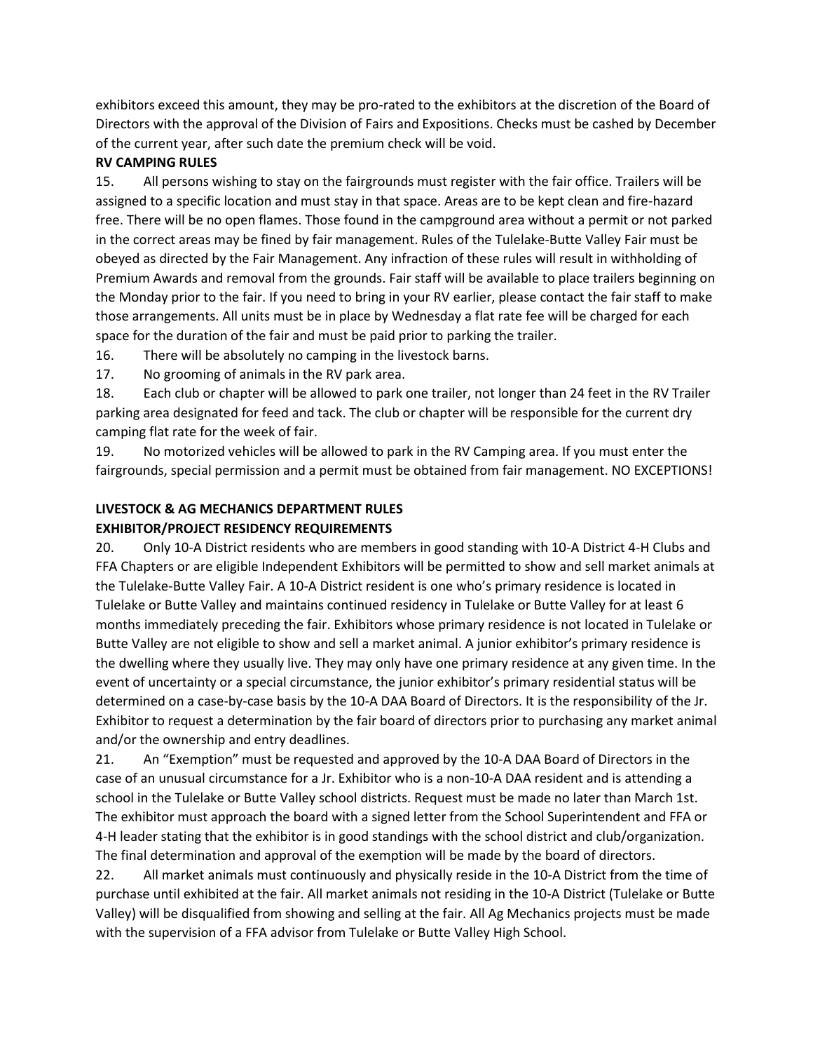exhibitors exceed this amount, they may be pro-rated to the exhibitors at the discretion of the Board of Directors with the approval of the Division of Fairs and Expositions. Checks must be cashed by December of the current year, after such date the premium check will be void.

**RV CAMPING RULES**

15. All persons wishing to stay on the fairgrounds must register with the fair office. Trailers will be assigned to a specific location and must stay in that space. Areas are to be kept clean and fire-hazard free. There will be no open flames. Those found in the campground area without a permit or not parked in the correct areas may be fined by fair management. Rules of the Tulelake-Butte Valley Fair must be obeyed as directed by the Fair Management. Any infraction of these rules will result in withholding of Premium Awards and removal from the grounds. Fair staff will be available to place trailers beginning on the Monday prior to the fair. If you need to bring in your RV earlier, please contact the fair staff to make those arrangements. All units must be in place by Wednesday a flat rate fee will be charged for each space for the duration of the fair and must be paid prior to parking the trailer.

16. There will be absolutely no camping in the livestock barns.

17. No grooming of animals in the RV park area.

18. Each club or chapter will be allowed to park one trailer, not longer than 24 feet in the RV Trailer parking area designated for feed and tack. The club or chapter will be responsible for the current dry camping flat rate for the week of fair.

19. No motorized vehicles will be allowed to park in the RV Camping area. If you must enter the fairgrounds, special permission and a permit must be obtained from fair management. NO EXCEPTIONS!

**LIVESTOCK & AG MECHANICS DEPARTMENT RULES**

**EXHIBITOR/PROJECT RESIDENCY REQUIREMENTS**

20. Only 10-A District residents who are members in good standing with 10-A District 4-H Clubs and FFA Chapters or are eligible Independent Exhibitors will be permitted to show and sell market animals at the Tulelake-Butte Valley Fair. A 10-A District resident is one who's primary residence is located in Tulelake or Butte Valley and maintains continued residency in Tulelake or Butte Valley for at least 6 months immediately preceding the fair. Exhibitors whose primary residence is not located in Tulelake or Butte Valley are not eligible to show and sell a market animal. A junior exhibitor's primary residence is the dwelling where they usually live. They may only have one primary residence at any given time. In the event of uncertainty or a special circumstance, the junior exhibitor's primary residential status will be determined on a case-by-case basis by the 10-A DAA Board of Directors. It is the responsibility of the Jr. Exhibitor to request a determination by the fair board of directors prior to purchasing any market animal and/or the ownership and entry deadlines.

21. An "Exemption" must be requested and approved by the 10-A DAA Board of Directors in the case of an unusual circumstance for a Jr. Exhibitor who is a non-10-A DAA resident and is attending a school in the Tulelake or Butte Valley school districts. Request must be made no later than March 1st. The exhibitor must approach the board with a signed letter from the School Superintendent and FFA or 4-H leader stating that the exhibitor is in good standings with the school district and club/organization. The final determination and approval of the exemption will be made by the board of directors.

22. All market animals must continuously and physically reside in the 10-A District from the time of purchase until exhibited at the fair. All market animals not residing in the 10-A District (Tulelake or Butte Valley) will be disqualified from showing and selling at the fair. All Ag Mechanics projects must be made with the supervision of a FFA advisor from Tulelake or Butte Valley High School.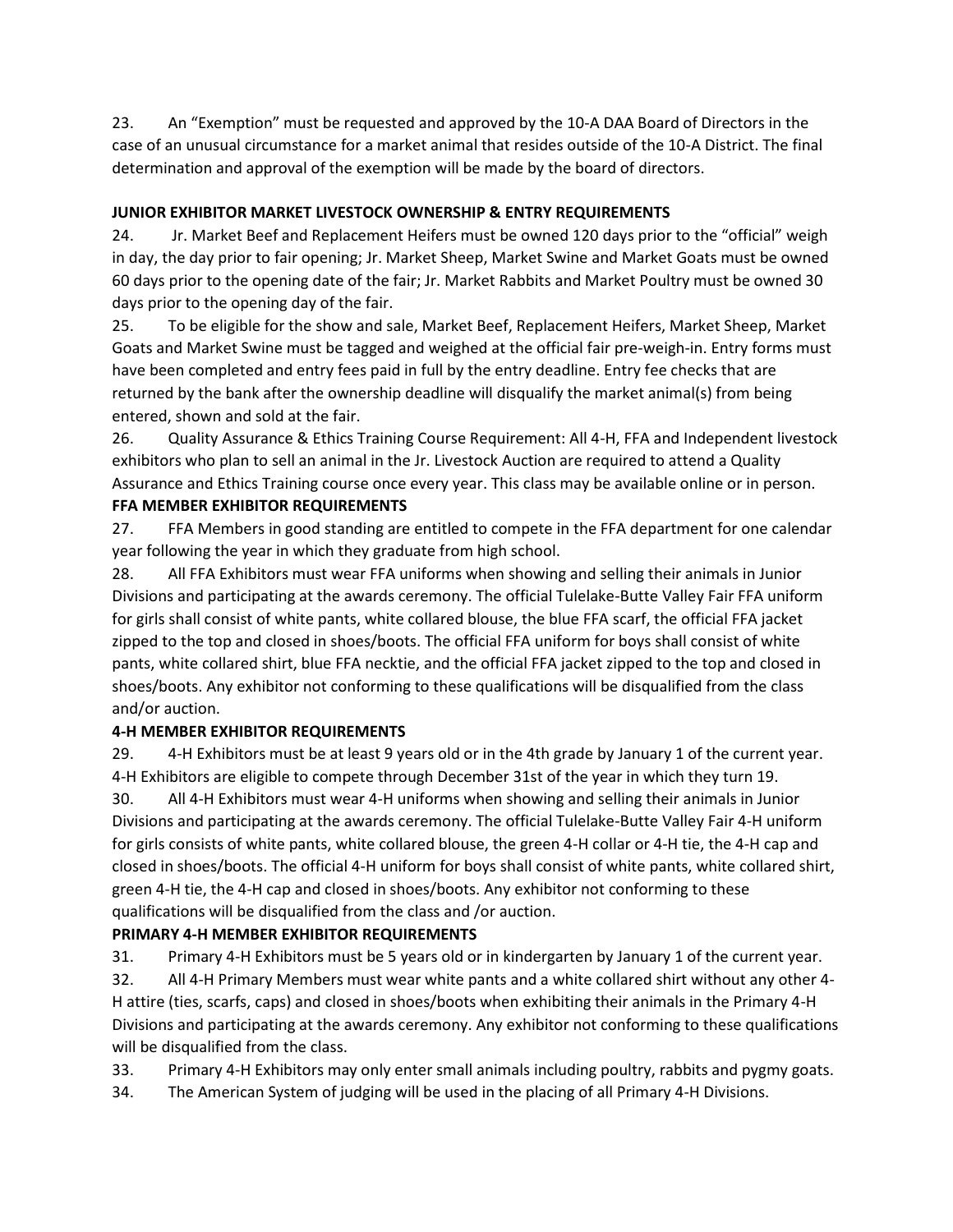23. An "Exemption" must be requested and approved by the 10-A DAA Board of Directors in the case of an unusual circumstance for a market animal that resides outside of the 10-A District. The final determination and approval of the exemption will be made by the board of directors.

**JUNIOR EXHIBITOR MARKET LIVESTOCK OWNERSHIP & ENTRY REQUIREMENTS**

24. Jr. Market Beef and Replacement Heifers must be owned 120 days prior to the "official" weigh in day, the day prior to fair opening; Jr. Market Sheep, Market Swine and Market Goats must be owned 60 days prior to the opening date of the fair; Jr. Market Rabbits and Market Poultry must be owned 30 days prior to the opening day of the fair.

25. To be eligible for the show and sale, Market Beef, Replacement Heifers, Market Sheep, Market Goats and Market Swine must be tagged and weighed at the official fair pre-weigh-in. Entry forms must have been completed and entry fees paid in full by the entry deadline. Entry fee checks that are returned by the bank after the ownership deadline will disqualify the market animal(s) from being entered, shown and sold at the fair.

26. Quality Assurance & Ethics Training Course Requirement: All 4-H, FFA and Independent livestock exhibitors who plan to sell an animal in the Jr. Livestock Auction are required to attend a Quality Assurance and Ethics Training course once every year. This class may be available online or in person.

**FFA MEMBER EXHIBITOR REQUIREMENTS**

27. FFA Members in good standing are entitled to compete in the FFA department for one calendar year following the year in which they graduate from high school.

28. All FFA Exhibitors must wear FFA uniforms when showing and selling their animals in Junior Divisions and participating at the awards ceremony. The official Tulelake-Butte Valley Fair FFA uniform for girls shall consist of white pants, white collared blouse, the blue FFA scarf, the official FFA jacket zipped to the top and closed in shoes/boots. The official FFA uniform for boys shall consist of white pants, white collared shirt, blue FFA necktie, and the official FFA jacket zipped to the top and closed in shoes/boots. Any exhibitor not conforming to these qualifications will be disqualified from the class and/or auction.

**4-H MEMBER EXHIBITOR REQUIREMENTS**

29. 4-H Exhibitors must be at least 9 years old or in the 4th grade by January 1 of the current year. 4-H Exhibitors are eligible to compete through December 31st of the year in which they turn 19.

30. All 4-H Exhibitors must wear 4-H uniforms when showing and selling their animals in Junior Divisions and participating at the awards ceremony. The official Tulelake-Butte Valley Fair 4-H uniform for girls consists of white pants, white collared blouse, the green 4-H collar or 4-H tie, the 4-H cap and closed in shoes/boots. The official 4-H uniform for boys shall consist of white pants, white collared shirt, green 4-H tie, the 4-H cap and closed in shoes/boots. Any exhibitor not conforming to these qualifications will be disqualified from the class and /or auction.

**PRIMARY 4-H MEMBER EXHIBITOR REQUIREMENTS**

31. Primary 4-H Exhibitors must be 5 years old or in kindergarten by January 1 of the current year.

32. All 4-H Primary Members must wear white pants and a white collared shirt without any other 4-H attire (ties, scarfs, caps) and closed in shoes/boots when exhibiting their animals in the Primary 4-H Divisions and participating at the awards ceremony. Any exhibitor not conforming to these qualifications will be disqualified from the class.

33. Primary 4-H Exhibitors may only enter small animals including poultry, rabbits and pygmy goats.

34. The American System of judging will be used in the placing of all Primary 4-H Divisions.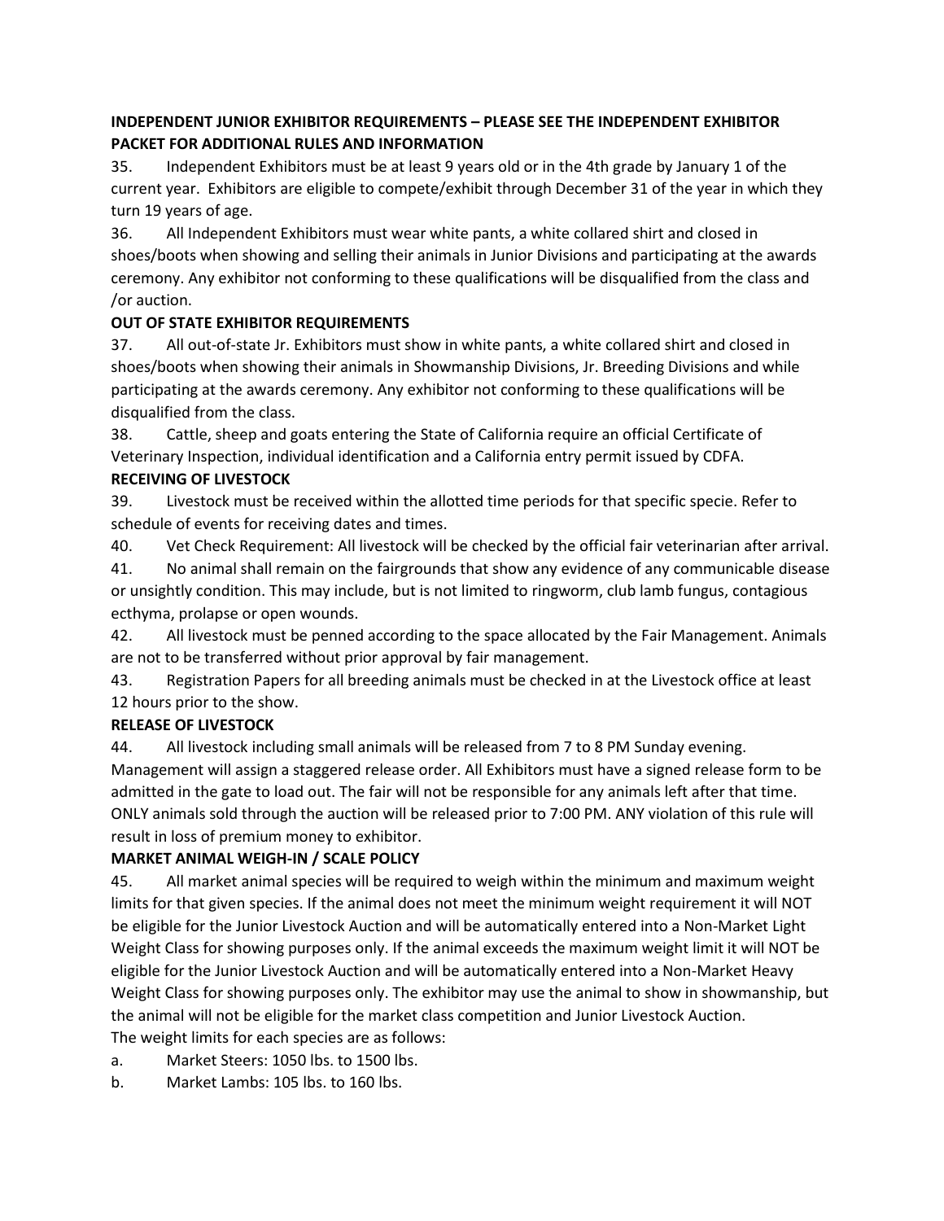**INDEPENDENT JUNIOR EXHIBITOR REQUIREMENTS – PLEASE SEE THE INDEPENDENT EXHIBITOR PACKET FOR ADDITIONAL RULES AND INFORMATION**

35. Independent Exhibitors must be at least 9 years old or in the 4th grade by January 1 of the current year. Exhibitors are eligible to compete/exhibit through December 31 of the year in which they turn 19 years of age.

36. All Independent Exhibitors must wear white pants, a white collared shirt and closed in shoes/boots when showing and selling their animals in Junior Divisions and participating at the awards ceremony. Any exhibitor not conforming to these qualifications will be disqualified from the class and /or auction.

**OUT OF STATE EXHIBITOR REQUIREMENTS**

37. All out-of-state Jr. Exhibitors must show in white pants, a white collared shirt and closed in shoes/boots when showing their animals in Showmanship Divisions, Jr. Breeding Divisions and while participating at the awards ceremony. Any exhibitor not conforming to these qualifications will be disqualified from the class.

38. Cattle, sheep and goats entering the State of California require an official Certificate of Veterinary Inspection, individual identification and a California entry permit issued by CDFA.

**RECEIVING OF LIVESTOCK**

39. Livestock must be received within the allotted time periods for that specific specie. Refer to schedule of events for receiving dates and times.

40. Vet Check Requirement: All livestock will be checked by the official fair veterinarian after arrival.

41. No animal shall remain on the fairgrounds that show any evidence of any communicable disease or unsightly condition. This may include, but is not limited to ringworm, club lamb fungus, contagious ecthyma, prolapse or open wounds.

42. All livestock must be penned according to the space allocated by the Fair Management. Animals are not to be transferred without prior approval by fair management.

43. Registration Papers for all breeding animals must be checked in at the Livestock office at least 12 hours prior to the show.

**RELEASE OF LIVESTOCK**

44. All livestock including small animals will be released from 7 to 8 PM Sunday evening. Management will assign a staggered release order. All Exhibitors must have a signed release form to be admitted in the gate to load out. The fair will not be responsible for any animals left after that time. ONLY animals sold through the auction will be released prior to 7:00 PM. ANY violation of this rule will result in loss of premium money to exhibitor.

**MARKET ANIMAL WEIGH-IN / SCALE POLICY**

45. All market animal species will be required to weigh within the minimum and maximum weight limits for that given species. If the animal does not meet the minimum weight requirement it will NOT be eligible for the Junior Livestock Auction and will be automatically entered into a Non-Market Light Weight Class for showing purposes only. If the animal exceeds the maximum weight limit it will NOT be eligible for the Junior Livestock Auction and will be automatically entered into a Non-Market Heavy Weight Class for showing purposes only. The exhibitor may use the animal to show in showmanship, but the animal will not be eligible for the market class competition and Junior Livestock Auction.
The weight limits for each species are as follows:

a. Market Steers: 1050 lbs. to 1500 lbs.

b. Market Lambs: 105 lbs. to 160 lbs.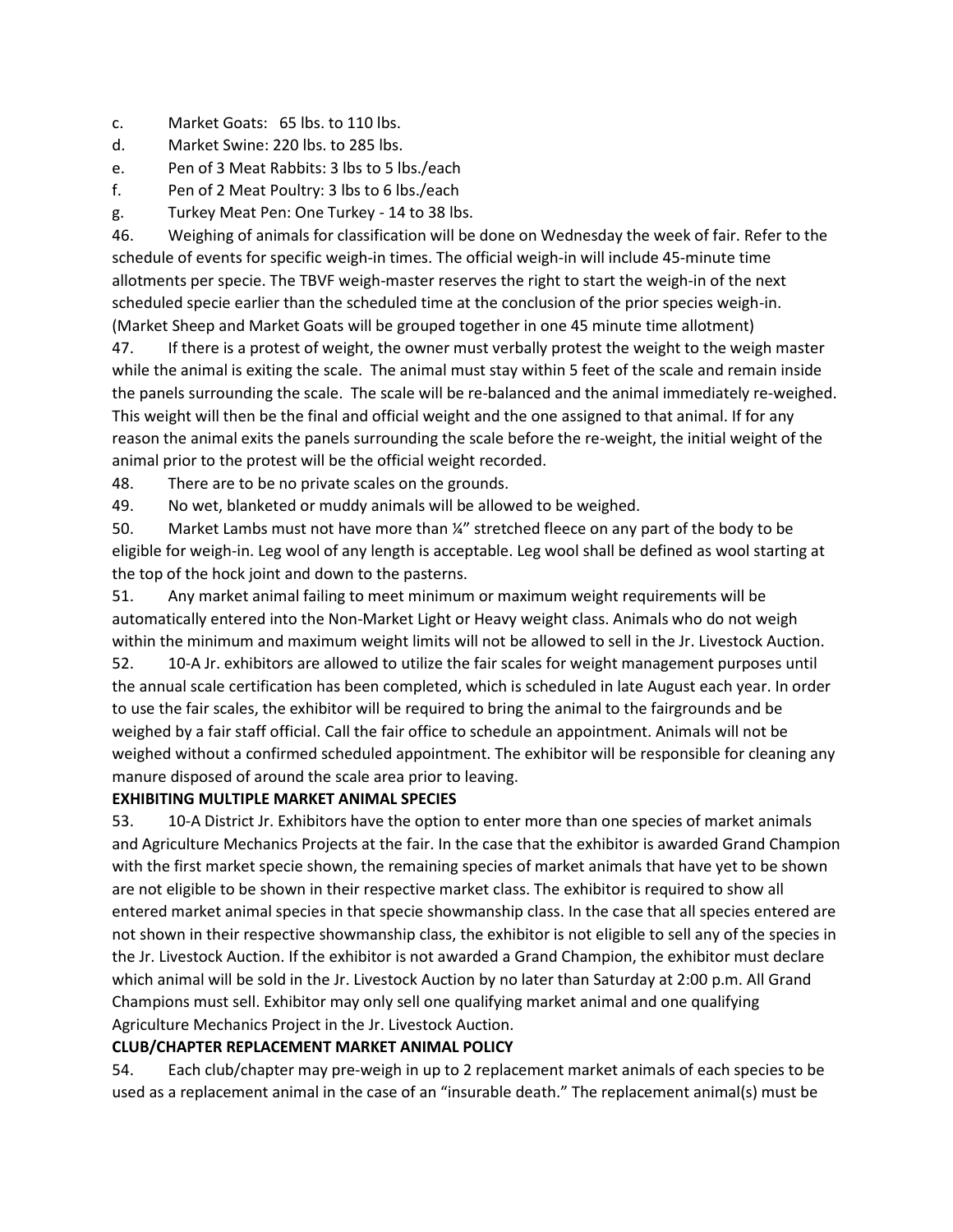c. Market Goats: 65 lbs. to 110 lbs.
d. Market Swine: 220 lbs. to 285 lbs.
e. Pen of 3 Meat Rabbits: 3 lbs to 5 lbs./each
f. Pen of 2 Meat Poultry: 3 lbs to 6 lbs./each
g. Turkey Meat Pen: One Turkey - 14 to 38 lbs.

46. Weighing of animals for classification will be done on Wednesday the week of fair. Refer to the schedule of events for specific weigh-in times. The official weigh-in will include 45-minute time allotments per specie. The TBVF weigh-master reserves the right to start the weigh-in of the next scheduled specie earlier than the scheduled time at the conclusion of the prior species weigh-in. (Market Sheep and Market Goats will be grouped together in one 45 minute time allotment)

47. If there is a protest of weight, the owner must verbally protest the weight to the weigh master while the animal is exiting the scale. The animal must stay within 5 feet of the scale and remain inside the panels surrounding the scale. The scale will be re-balanced and the animal immediately re-weighed. This weight will then be the final and official weight and the one assigned to that animal. If for any reason the animal exits the panels surrounding the scale before the re-weight, the initial weight of the animal prior to the protest will be the official weight recorded.

48. There are to be no private scales on the grounds.

49. No wet, blanketed or muddy animals will be allowed to be weighed.

50. Market Lambs must not have more than ¼" stretched fleece on any part of the body to be eligible for weigh-in. Leg wool of any length is acceptable. Leg wool shall be defined as wool starting at the top of the hock joint and down to the pasterns.

51. Any market animal failing to meet minimum or maximum weight requirements will be automatically entered into the Non-Market Light or Heavy weight class. Animals who do not weigh within the minimum and maximum weight limits will not be allowed to sell in the Jr. Livestock Auction.

52. 10-A Jr. exhibitors are allowed to utilize the fair scales for weight management purposes until the annual scale certification has been completed, which is scheduled in late August each year. In order to use the fair scales, the exhibitor will be required to bring the animal to the fairgrounds and be weighed by a fair staff official. Call the fair office to schedule an appointment. Animals will not be weighed without a confirmed scheduled appointment. The exhibitor will be responsible for cleaning any manure disposed of around the scale area prior to leaving.

**EXHIBITING MULTIPLE MARKET ANIMAL SPECIES**

53. 10-A District Jr. Exhibitors have the option to enter more than one species of market animals and Agriculture Mechanics Projects at the fair. In the case that the exhibitor is awarded Grand Champion with the first market specie shown, the remaining species of market animals that have yet to be shown are not eligible to be shown in their respective market class. The exhibitor is required to show all entered market animal species in that specie showmanship class. In the case that all species entered are not shown in their respective showmanship class, the exhibitor is not eligible to sell any of the species in the Jr. Livestock Auction. If the exhibitor is not awarded a Grand Champion, the exhibitor must declare which animal will be sold in the Jr. Livestock Auction by no later than Saturday at 2:00 p.m. All Grand Champions must sell. Exhibitor may only sell one qualifying market animal and one qualifying Agriculture Mechanics Project in the Jr. Livestock Auction.

**CLUB/CHAPTER REPLACEMENT MARKET ANIMAL POLICY**

54. Each club/chapter may pre-weigh in up to 2 replacement market animals of each species to be used as a replacement animal in the case of an "insurable death." The replacement animal(s) must be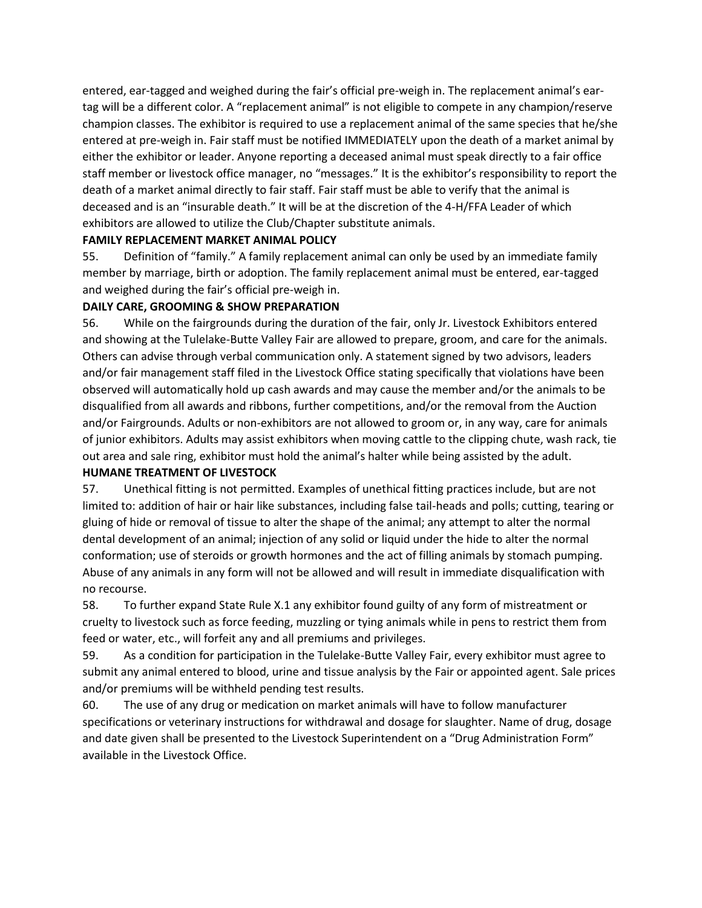entered, ear-tagged and weighed during the fair's official pre-weigh in. The replacement animal's ear-tag will be a different color. A "replacement animal" is not eligible to compete in any champion/reserve champion classes. The exhibitor is required to use a replacement animal of the same species that he/she entered at pre-weigh in. Fair staff must be notified IMMEDIATELY upon the death of a market animal by either the exhibitor or leader. Anyone reporting a deceased animal must speak directly to a fair office staff member or livestock office manager, no "messages." It is the exhibitor's responsibility to report the death of a market animal directly to fair staff. Fair staff must be able to verify that the animal is deceased and is an "insurable death." It will be at the discretion of the 4-H/FFA Leader of which exhibitors are allowed to utilize the Club/Chapter substitute animals.

**FAMILY REPLACEMENT MARKET ANIMAL POLICY**

55. Definition of "family." A family replacement animal can only be used by an immediate family member by marriage, birth or adoption. The family replacement animal must be entered, ear-tagged and weighed during the fair's official pre-weigh in.

**DAILY CARE, GROOMING & SHOW PREPARATION**

56. While on the fairgrounds during the duration of the fair, only Jr. Livestock Exhibitors entered and showing at the Tulelake-Butte Valley Fair are allowed to prepare, groom, and care for the animals. Others can advise through verbal communication only. A statement signed by two advisors, leaders and/or fair management staff filed in the Livestock Office stating specifically that violations have been observed will automatically hold up cash awards and may cause the member and/or the animals to be disqualified from all awards and ribbons, further competitions, and/or the removal from the Auction and/or Fairgrounds. Adults or non-exhibitors are not allowed to groom or, in any way, care for animals of junior exhibitors. Adults may assist exhibitors when moving cattle to the clipping chute, wash rack, tie out area and sale ring, exhibitor must hold the animal's halter while being assisted by the adult.

**HUMANE TREATMENT OF LIVESTOCK**

57. Unethical fitting is not permitted. Examples of unethical fitting practices include, but are not limited to: addition of hair or hair like substances, including false tail-heads and polls; cutting, tearing or gluing of hide or removal of tissue to alter the shape of the animal; any attempt to alter the normal dental development of an animal; injection of any solid or liquid under the hide to alter the normal conformation; use of steroids or growth hormones and the act of filling animals by stomach pumping. Abuse of any animals in any form will not be allowed and will result in immediate disqualification with no recourse.

58. To further expand State Rule X.1 any exhibitor found guilty of any form of mistreatment or cruelty to livestock such as force feeding, muzzling or tying animals while in pens to restrict them from feed or water, etc., will forfeit any and all premiums and privileges.

59. As a condition for participation in the Tulelake-Butte Valley Fair, every exhibitor must agree to submit any animal entered to blood, urine and tissue analysis by the Fair or appointed agent. Sale prices and/or premiums will be withheld pending test results.

60. The use of any drug or medication on market animals will have to follow manufacturer specifications or veterinary instructions for withdrawal and dosage for slaughter. Name of drug, dosage and date given shall be presented to the Livestock Superintendent on a "Drug Administration Form" available in the Livestock Office.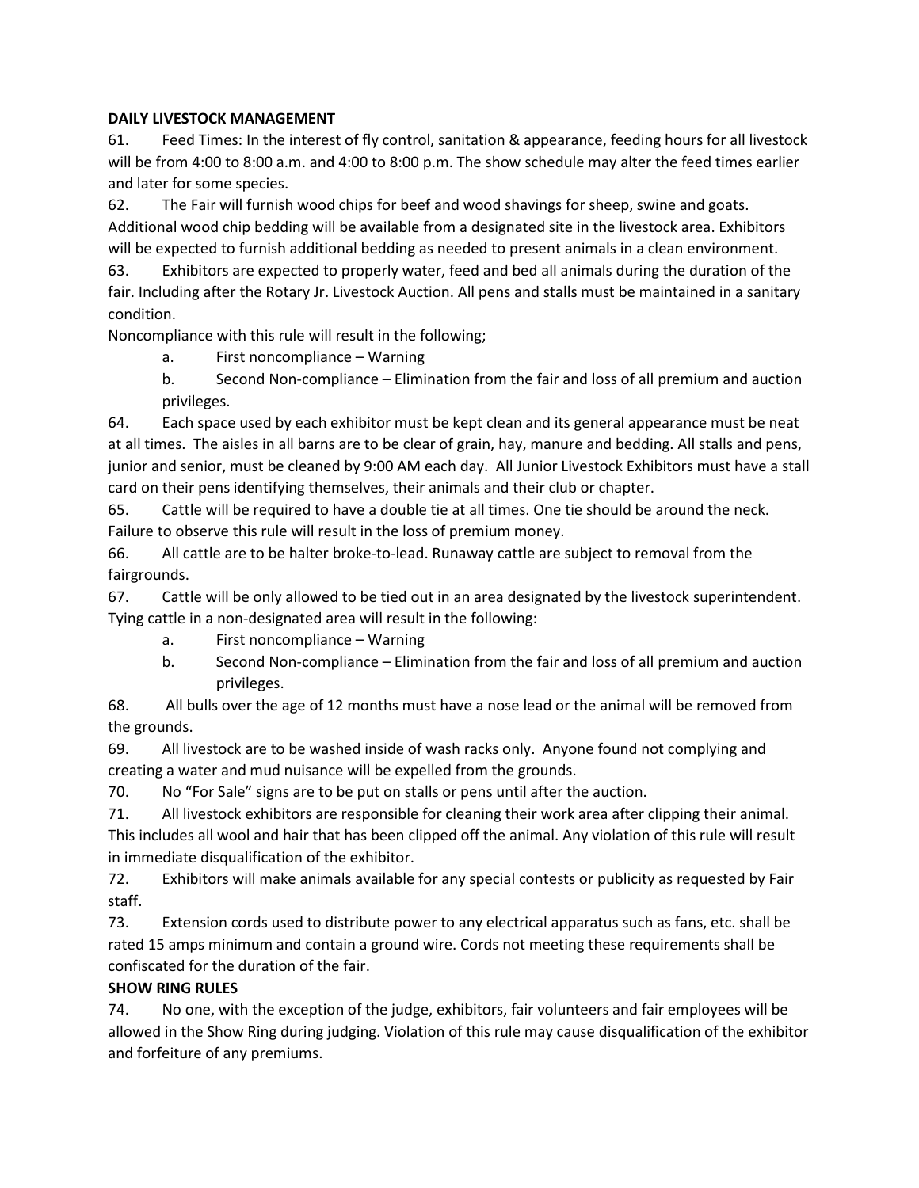**DAILY LIVESTOCK MANAGEMENT**

61. Feed Times: In the interest of fly control, sanitation & appearance, feeding hours for all livestock will be from 4:00 to 8:00 a.m. and 4:00 to 8:00 p.m. The show schedule may alter the feed times earlier and later for some species.

62. The Fair will furnish wood chips for beef and wood shavings for sheep, swine and goats. Additional wood chip bedding will be available from a designated site in the livestock area. Exhibitors will be expected to furnish additional bedding as needed to present animals in a clean environment.

63. Exhibitors are expected to properly water, feed and bed all animals during the duration of the fair. Including after the Rotary Jr. Livestock Auction. All pens and stalls must be maintained in a sanitary condition.

Noncompliance with this rule will result in the following;

   a. First noncompliance – Warning
   b. Second Non-compliance – Elimination from the fair and loss of all premium and auction privileges.

64. Each space used by each exhibitor must be kept clean and its general appearance must be neat at all times. The aisles in all barns are to be clear of grain, hay, manure and bedding. All stalls and pens, junior and senior, must be cleaned by 9:00 AM each day. All Junior Livestock Exhibitors must have a stall card on their pens identifying themselves, their animals and their club or chapter.

65. Cattle will be required to have a double tie at all times. One tie should be around the neck. Failure to observe this rule will result in the loss of premium money.

66. All cattle are to be halter broke-to-lead. Runaway cattle are subject to removal from the fairgrounds.

67. Cattle will be only allowed to be tied out in an area designated by the livestock superintendent. Tying cattle in a non-designated area will result in the following:

   a. First noncompliance – Warning
   b. Second Non-compliance – Elimination from the fair and loss of all premium and auction privileges.

68. All bulls over the age of 12 months must have a nose lead or the animal will be removed from the grounds.

69. All livestock are to be washed inside of wash racks only. Anyone found not complying and creating a water and mud nuisance will be expelled from the grounds.

70. No "For Sale" signs are to be put on stalls or pens until after the auction.

71. All livestock exhibitors are responsible for cleaning their work area after clipping their animal. This includes all wool and hair that has been clipped off the animal. Any violation of this rule will result in immediate disqualification of the exhibitor.

72. Exhibitors will make animals available for any special contests or publicity as requested by Fair staff.

73. Extension cords used to distribute power to any electrical apparatus such as fans, etc. shall be rated 15 amps minimum and contain a ground wire. Cords not meeting these requirements shall be confiscated for the duration of the fair.

**SHOW RING RULES**

74. No one, with the exception of the judge, exhibitors, fair volunteers and fair employees will be allowed in the Show Ring during judging. Violation of this rule may cause disqualification of the exhibitor and forfeiture of any premiums.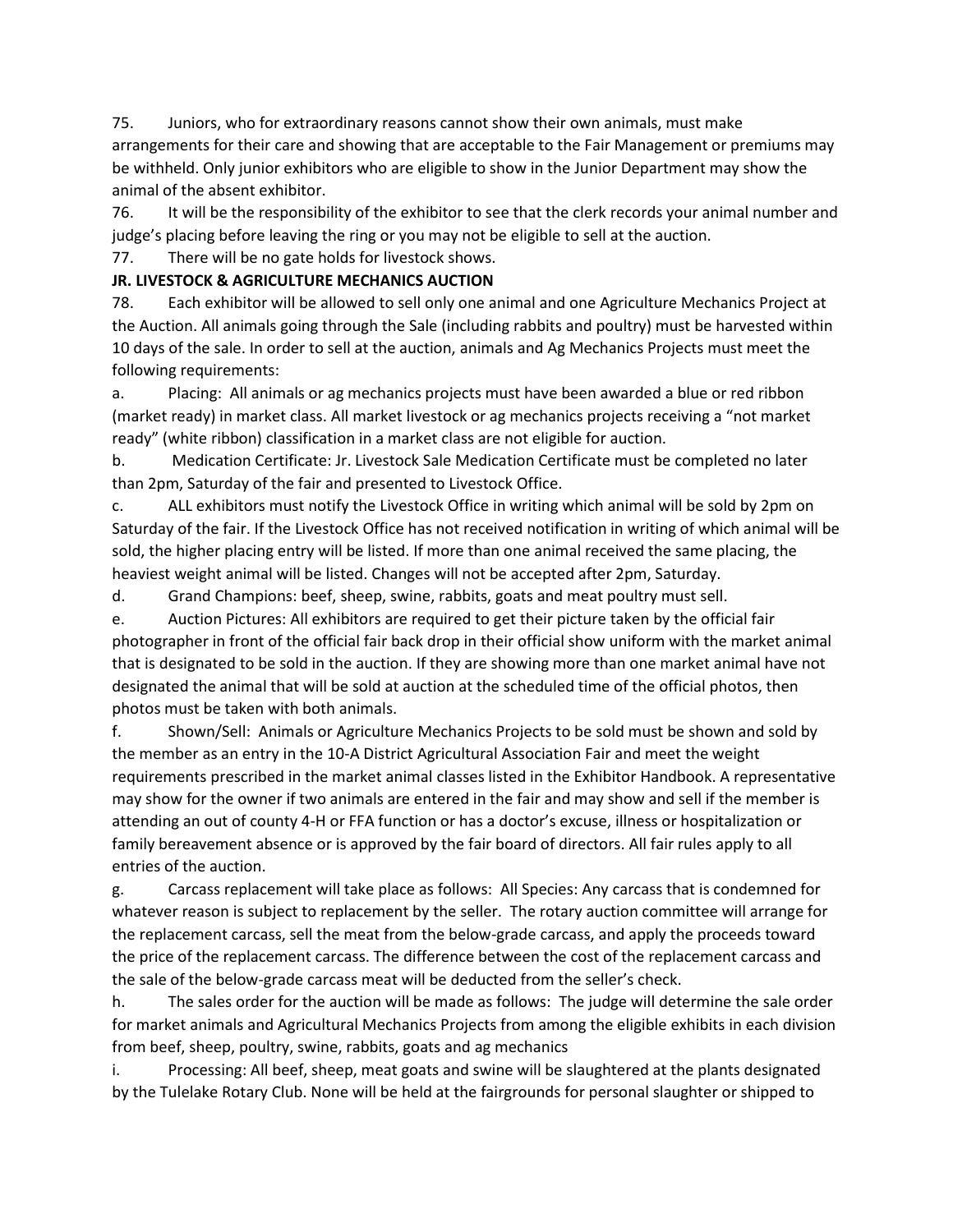75. Juniors, who for extraordinary reasons cannot show their own animals, must make arrangements for their care and showing that are acceptable to the Fair Management or premiums may be withheld. Only junior exhibitors who are eligible to show in the Junior Department may show the animal of the absent exhibitor.

76. It will be the responsibility of the exhibitor to see that the clerk records your animal number and judge's placing before leaving the ring or you may not be eligible to sell at the auction.

77. There will be no gate holds for livestock shows.

**JR. LIVESTOCK & AGRICULTURE MECHANICS AUCTION**

78. Each exhibitor will be allowed to sell only one animal and one Agriculture Mechanics Project at the Auction. All animals going through the Sale (including rabbits and poultry) must be harvested within 10 days of the sale. In order to sell at the auction, animals and Ag Mechanics Projects must meet the following requirements:

a. Placing: All animals or ag mechanics projects must have been awarded a blue or red ribbon (market ready) in market class. All market livestock or ag mechanics projects receiving a "not market ready" (white ribbon) classification in a market class are not eligible for auction.

b. Medication Certificate: Jr. Livestock Sale Medication Certificate must be completed no later than 2pm, Saturday of the fair and presented to Livestock Office.

c. ALL exhibitors must notify the Livestock Office in writing which animal will be sold by 2pm on Saturday of the fair. If the Livestock Office has not received notification in writing of which animal will be sold, the higher placing entry will be listed. If more than one animal received the same placing, the heaviest weight animal will be listed. Changes will not be accepted after 2pm, Saturday.

d. Grand Champions: beef, sheep, swine, rabbits, goats and meat poultry must sell.

e. Auction Pictures: All exhibitors are required to get their picture taken by the official fair photographer in front of the official fair back drop in their official show uniform with the market animal that is designated to be sold in the auction. If they are showing more than one market animal have not designated the animal that will be sold at auction at the scheduled time of the official photos, then photos must be taken with both animals.

f. Shown/Sell: Animals or Agriculture Mechanics Projects to be sold must be shown and sold by the member as an entry in the 10-A District Agricultural Association Fair and meet the weight requirements prescribed in the market animal classes listed in the Exhibitor Handbook. A representative may show for the owner if two animals are entered in the fair and may show and sell if the member is attending an out of county 4-H or FFA function or has a doctor's excuse, illness or hospitalization or family bereavement absence or is approved by the fair board of directors. All fair rules apply to all entries of the auction.

g. Carcass replacement will take place as follows: All Species: Any carcass that is condemned for whatever reason is subject to replacement by the seller. The rotary auction committee will arrange for the replacement carcass, sell the meat from the below-grade carcass, and apply the proceeds toward the price of the replacement carcass. The difference between the cost of the replacement carcass and the sale of the below-grade carcass meat will be deducted from the seller's check.

h. The sales order for the auction will be made as follows: The judge will determine the sale order for market animals and Agricultural Mechanics Projects from among the eligible exhibits in each division from beef, sheep, poultry, swine, rabbits, goats and ag mechanics

i. Processing: All beef, sheep, meat goats and swine will be slaughtered at the plants designated by the Tulelake Rotary Club. None will be held at the fairgrounds for personal slaughter or shipped to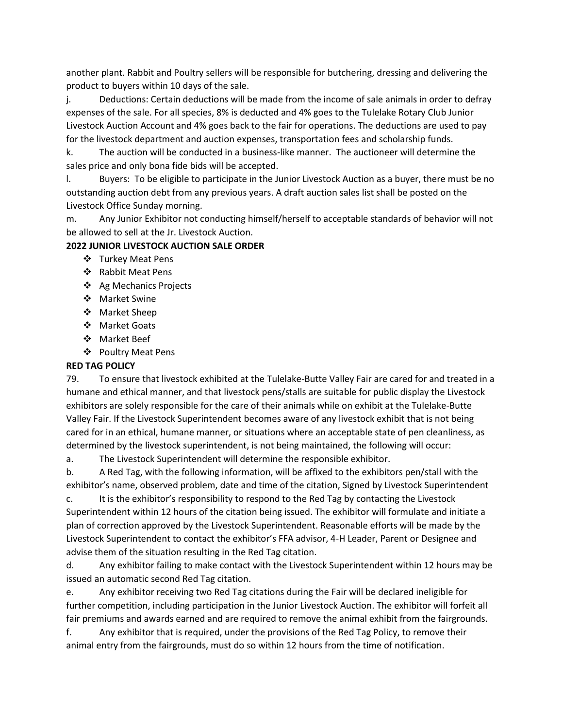another plant. Rabbit and Poultry sellers will be responsible for butchering, dressing and delivering the product to buyers within 10 days of the sale.

j. Deductions: Certain deductions will be made from the income of sale animals in order to defray expenses of the sale. For all species, 8% is deducted and 4% goes to the Tulelake Rotary Club Junior Livestock Auction Account and 4% goes back to the fair for operations. The deductions are used to pay for the livestock department and auction expenses, transportation fees and scholarship funds.

k. The auction will be conducted in a business-like manner. The auctioneer will determine the sales price and only bona fide bids will be accepted.

l. Buyers: To be eligible to participate in the Junior Livestock Auction as a buyer, there must be no outstanding auction debt from any previous years. A draft auction sales list shall be posted on the Livestock Office Sunday morning.

m. Any Junior Exhibitor not conducting himself/herself to acceptable standards of behavior will not be allowed to sell at the Jr. Livestock Auction.

**2022 JUNIOR LIVESTOCK AUCTION SALE ORDER**

- Turkey Meat Pens
- Rabbit Meat Pens
- Ag Mechanics Projects
- Market Swine
- Market Sheep
- Market Goats
- Market Beef
- Poultry Meat Pens

**RED TAG POLICY**

79. To ensure that livestock exhibited at the Tulelake-Butte Valley Fair are cared for and treated in a humane and ethical manner, and that livestock pens/stalls are suitable for public display the Livestock exhibitors are solely responsible for the care of their animals while on exhibit at the Tulelake-Butte Valley Fair. If the Livestock Superintendent becomes aware of any livestock exhibit that is not being cared for in an ethical, humane manner, or situations where an acceptable state of pen cleanliness, as determined by the livestock superintendent, is not being maintained, the following will occur:

a. The Livestock Superintendent will determine the responsible exhibitor.

b. A Red Tag, with the following information, will be affixed to the exhibitors pen/stall with the exhibitor's name, observed problem, date and time of the citation, Signed by Livestock Superintendent

c. It is the exhibitor's responsibility to respond to the Red Tag by contacting the Livestock Superintendent within 12 hours of the citation being issued. The exhibitor will formulate and initiate a plan of correction approved by the Livestock Superintendent. Reasonable efforts will be made by the Livestock Superintendent to contact the exhibitor's FFA advisor, 4-H Leader, Parent or Designee and advise them of the situation resulting in the Red Tag citation.

d. Any exhibitor failing to make contact with the Livestock Superintendent within 12 hours may be issued an automatic second Red Tag citation.

e. Any exhibitor receiving two Red Tag citations during the Fair will be declared ineligible for further competition, including participation in the Junior Livestock Auction. The exhibitor will forfeit all fair premiums and awards earned and are required to remove the animal exhibit from the fairgrounds.

f. Any exhibitor that is required, under the provisions of the Red Tag Policy, to remove their animal entry from the fairgrounds, must do so within 12 hours from the time of notification.